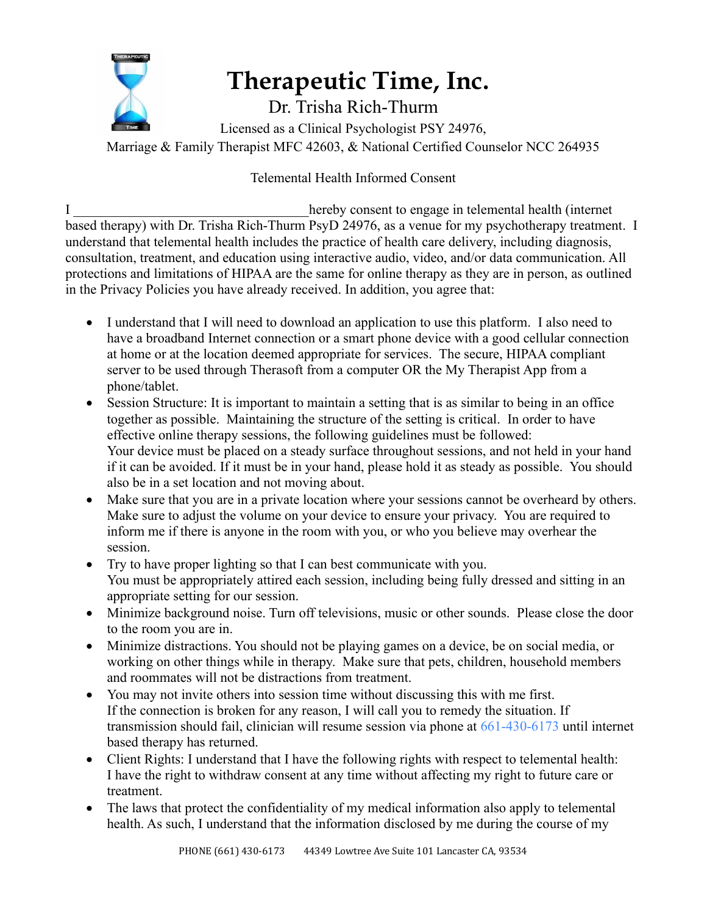# Therapeutic Time, Inc.

Dr. Trisha Rich-Thurm

Licensed as a Clinical Psychologist PSY 24976,
Marriage & Family Therapist MFC 42603, & National Certified Counselor NCC 264935

## Telemental Health Informed Consent

I ___________________________________ hereby consent to engage in telemental health (internet based therapy) with Dr. Trisha Rich-Thurm PsyD 24976, as a venue for my psychotherapy treatment. I understand that telemental health includes the practice of health care delivery, including diagnosis, consultation, treatment, and education using interactive audio, video, and/or data communication. All protections and limitations of HIPAA are the same for online therapy as they are in person, as outlined in the Privacy Policies you have already received. In addition, you agree that:

- I understand that I will need to download an application to use this platform. I also need to have a broadband Internet connection or a smart phone device with a good cellular connection at home or at the location deemed appropriate for services. The secure, HIPAA compliant server to be used through Therasoft from a computer OR the My Therapist App from a phone/tablet.
- Session Structure: It is important to maintain a setting that is as similar to being in an office together as possible. Maintaining the structure of the setting is critical. In order to have effective online therapy sessions, the following guidelines must be followed:
  Your device must be placed on a steady surface throughout sessions, and not held in your hand if it can be avoided. If it must be in your hand, please hold it as steady as possible. You should also be in a set location and not moving about.
- Make sure that you are in a private location where your sessions cannot be overheard by others. Make sure to adjust the volume on your device to ensure your privacy. You are required to inform me if there is anyone in the room with you, or who you believe may overhear the session.
- Try to have proper lighting so that I can best communicate with you.
  You must be appropriately attired each session, including being fully dressed and sitting in an appropriate setting for our session.
- Minimize background noise. Turn off televisions, music or other sounds. Please close the door to the room you are in.
- Minimize distractions. You should not be playing games on a device, be on social media, or working on other things while in therapy. Make sure that pets, children, household members and roommates will not be distractions from treatment.
- You may not invite others into session time without discussing this with me first.
  If the connection is broken for any reason, I will call you to remedy the situation. If transmission should fail, clinician will resume session via phone at 661-430-6173 until internet based therapy has returned.
- Client Rights: I understand that I have the following rights with respect to telemental health:
  I have the right to withdraw consent at any time without affecting my right to future care or treatment.
- The laws that protect the confidentiality of my medical information also apply to telemental health. As such, I understand that the information disclosed by me during the course of my

PHONE (661) 430-6173 44349 Lowtree Ave Suite 101 Lancaster CA, 93534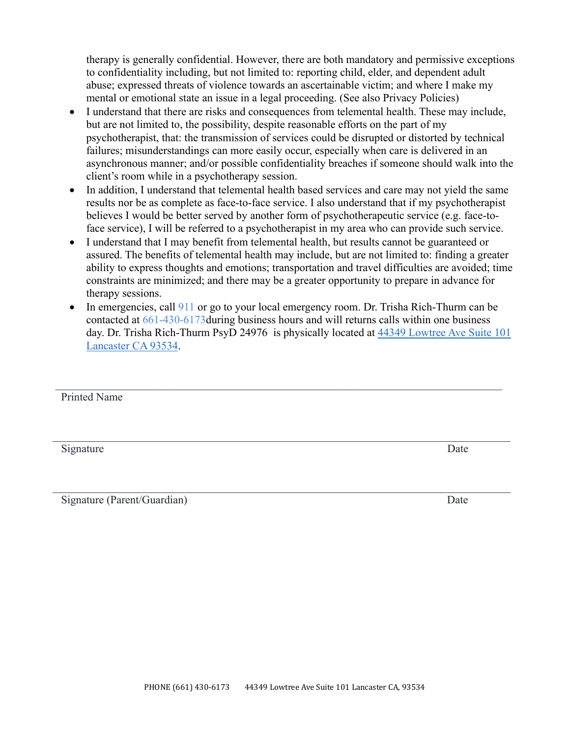therapy is generally confidential. However, there are both mandatory and permissive exceptions to confidentiality including, but not limited to: reporting child, elder, and dependent adult abuse; expressed threats of violence towards an ascertainable victim; and where I make my mental or emotional state an issue in a legal proceeding. (See also Privacy Policies)

- I understand that there are risks and consequences from telemental health. These may include, but are not limited to, the possibility, despite reasonable efforts on the part of my psychotherapist, that: the transmission of services could be disrupted or distorted by technical failures; misunderstandings can more easily occur, especially when care is delivered in an asynchronous manner; and/or possible confidentiality breaches if someone should walk into the client's room while in a psychotherapy session.
- In addition, I understand that telemental health based services and care may not yield the same results nor be as complete as face-to-face service. I also understand that if my psychotherapist believes I would be better served by another form of psychotherapeutic service (e.g. face-to-face service), I will be referred to a psychotherapist in my area who can provide such service.
- I understand that I may benefit from telemental health, but results cannot be guaranteed or assured. The benefits of telemental health may include, but are not limited to: finding a greater ability to express thoughts and emotions; transportation and travel difficulties are avoided; time constraints are minimized; and there may be a greater opportunity to prepare in advance for therapy sessions.
- In emergencies, call 911 or go to your local emergency room. Dr. Trisha Rich-Thurm can be contacted at 661-430-6173during business hours and will returns calls within one business day. Dr. Trisha Rich-Thurm PsyD 24976 is physically located at 44349 Lowtree Ave Suite 101 Lancaster CA 93534.

_______________________________________________

Printed Name

_______________________________________________

Signature Date

_______________________________________________

Signature (Parent/Guardian) Date

PHONE (661) 430-6173 44349 Lowtree Ave Suite 101 Lancaster CA, 93534